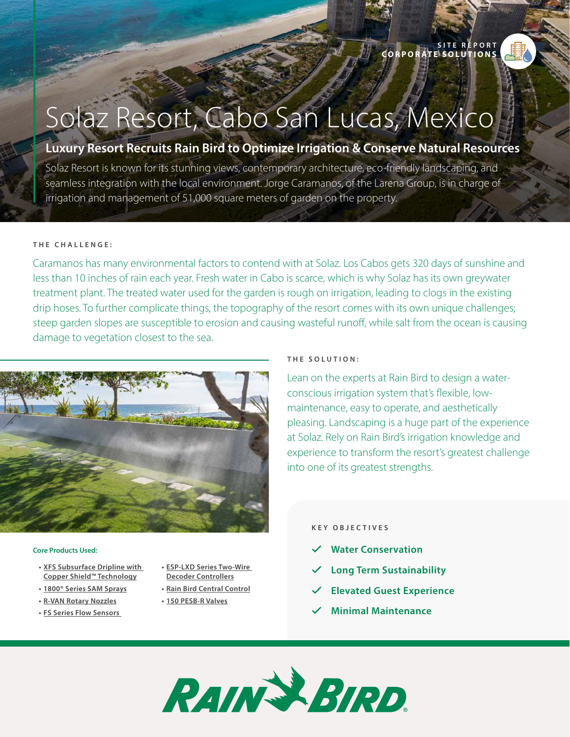SITE REPORT
CORPORATE SOLUTIONS

# Solaz Resort, Cabo San Lucas, Mexico

## Luxury Resort Recruits Rain Bird to Optimize Irrigation & Conserve Natural Resources

Solaz Resort is known for its stunning views, contemporary architecture, eco-friendly landscaping, and seamless integration with the local environment. Jorge Caramanos, of the Larena Group, is in charge of irrigation and management of 51,000 square meters of garden on the property.

### THE CHALLENGE:

Caramanos has many environmental factors to contend with at Solaz. Los Cabos gets 320 days of sunshine and less than 10 inches of rain each year. Fresh water in Cabo is scarce, which is why Solaz has its own greywater treatment plant. The treated water used for the garden is rough on irrigation, leading to clogs in the existing drip hoses. To further complicate things, the topography of the resort comes with its own unique challenges; steep garden slopes are susceptible to erosion and causing wasteful runoff, while salt from the ocean is causing damage to vegetation closest to the sea.

### THE SOLUTION:

Lean on the experts at Rain Bird to design a water-conscious irrigation system that's flexible, low-maintenance, easy to operate, and aesthetically pleasing. Landscaping is a huge part of the experience at Solaz. Rely on Rain Bird's irrigation knowledge and experience to transform the resort's greatest challenge into one of its greatest strengths.

**Core Products Used:**

- XFS Subsurface Dripline with Copper Shield™ Technology
- 1800® Series SAM Sprays
- R-VAN Rotary Nozzles
- FS Series Flow Sensors
- ESP-LXD Series Two-Wire Decoder Controllers
- Rain Bird Central Control
- 150 PESB-R Valves

#### KEY OBJECTIVES

- ✓ **Water Conservation**
- ✓ **Long Term Sustainability**
- ✓ **Elevated Guest Experience**
- ✓ **Minimal Maintenance**

RAIN BIRD®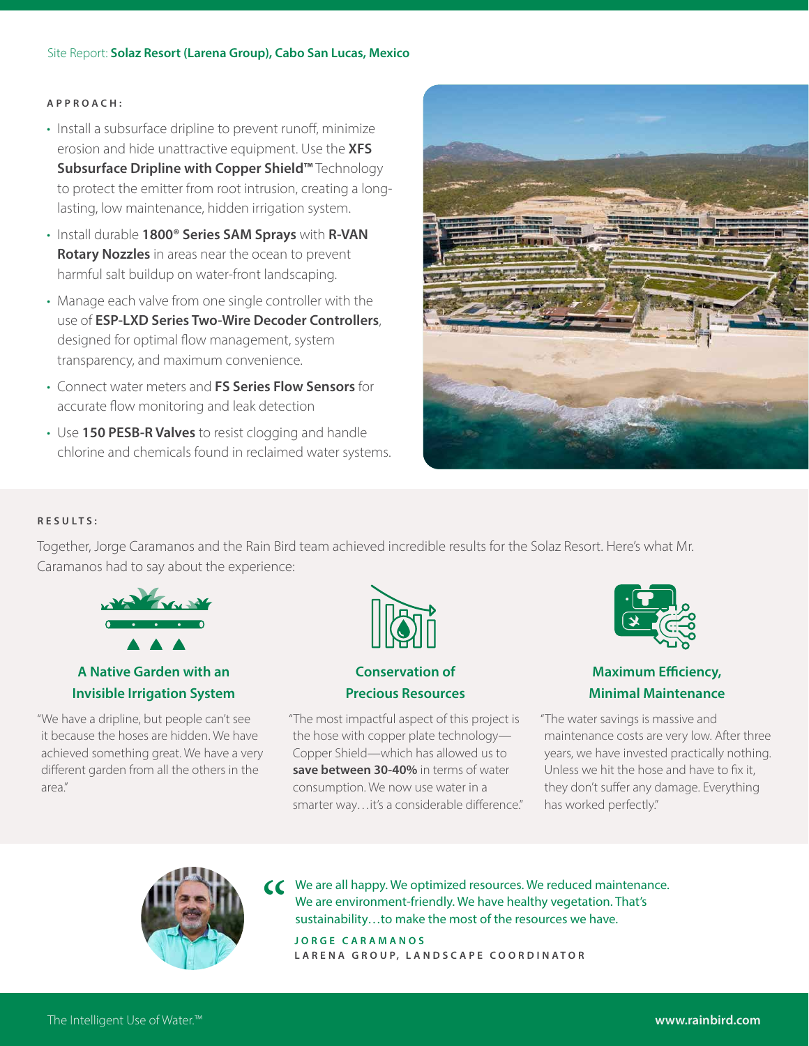Site Report: **Solaz Resort (Larena Group), Cabo San Lucas, Mexico**

## APPROACH:

- Install a subsurface dripline to prevent runoff, minimize erosion and hide unattractive equipment. Use the **XFS Subsurface Dripline with Copper Shield™** Technology to protect the emitter from root intrusion, creating a long-lasting, low maintenance, hidden irrigation system.
- Install durable **1800® Series SAM Sprays** with **R-VAN Rotary Nozzles** in areas near the ocean to prevent harmful salt buildup on water-front landscaping.
- Manage each valve from one single controller with the use of **ESP-LXD Series Two-Wire Decoder Controllers**, designed for optimal flow management, system transparency, and maximum convenience.
- Connect water meters and **FS Series Flow Sensors** for accurate flow monitoring and leak detection
- Use **150 PESB-R Valves** to resist clogging and handle chlorine and chemicals found in reclaimed water systems.

## RESULTS:

Together, Jorge Caramanos and the Rain Bird team achieved incredible results for the Solaz Resort. Here's what Mr. Caramanos had to say about the experience:

### A Native Garden with an Invisible Irrigation System

"We have a dripline, but people can't see it because the hoses are hidden. We have achieved something great. We have a very different garden from all the others in the area."

### Conservation of Precious Resources

"The most impactful aspect of this project is the hose with copper plate technology—Copper Shield—which has allowed us to **save between 30-40%** in terms of water consumption. We now use water in a smarter way…it's a considerable difference."

### Maximum Efficiency, Minimal Maintenance

"The water savings is massive and maintenance costs are very low. After three years, we have invested practically nothing. Unless we hit the hose and have to fix it, they don't suffer any damage. Everything has worked perfectly."

> "We are all happy. We optimized resources. We reduced maintenance. We are environment-friendly. We have healthy vegetation. That's sustainability…to make the most of the resources we have.
>
> **JORGE CARAMANOS**
> **LARENA GROUP, LANDSCAPE COORDINATOR**

The Intelligent Use of Water.™

**www.rainbird.com**